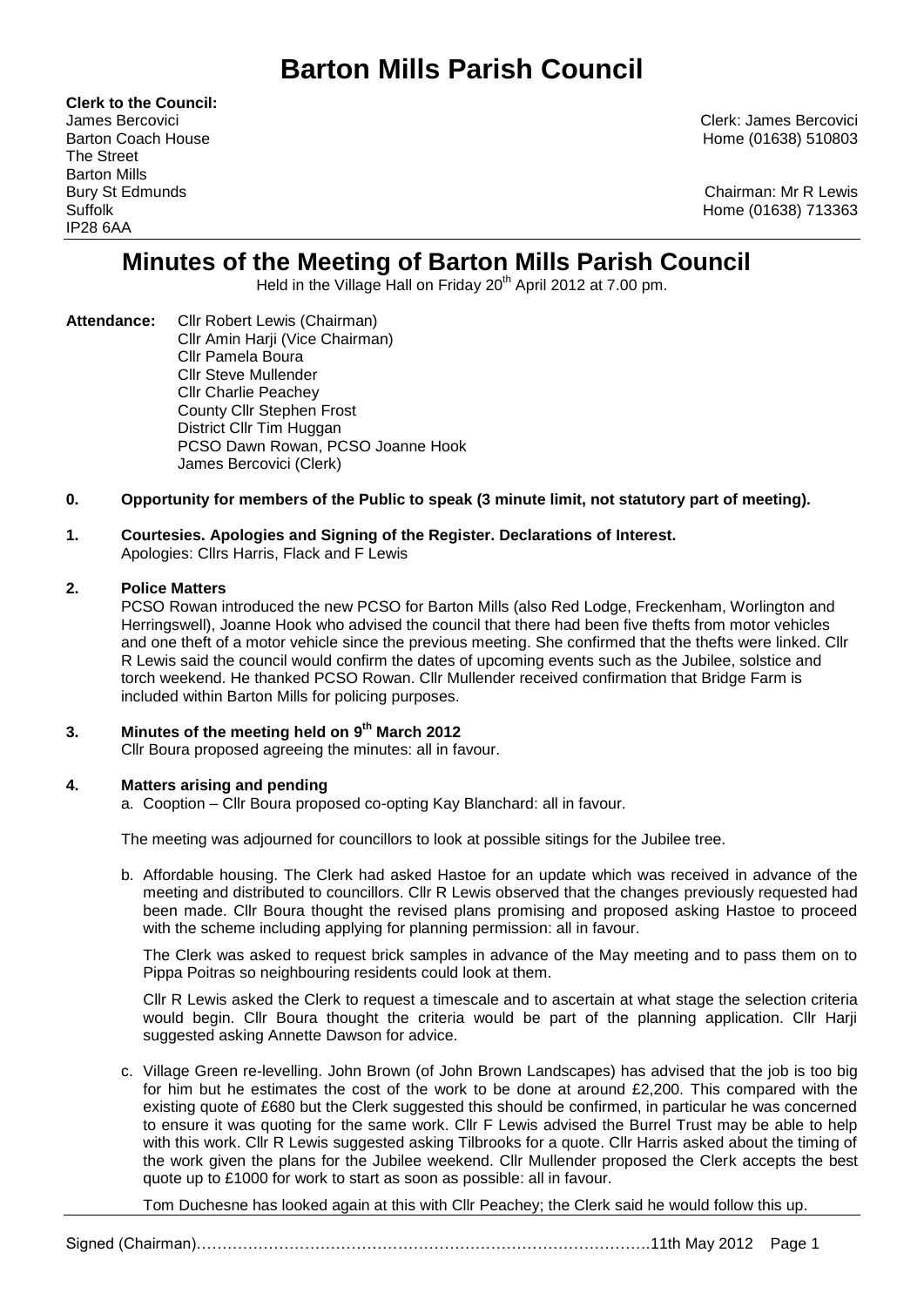# Barton Mills Parish Council

**Clerk to the Council:**
James Bercovici
Barton Coach House
The Street
Barton Mills
Bury St Edmunds
Suffolk
IP28 6AA

Clerk: James Bercovici
Home (01638) 510803

Chairman: Mr R Lewis
Home (01638) 713363

## Minutes of the Meeting of Barton Mills Parish Council

Held in the Village Hall on Friday 20th April 2012 at 7.00 pm.

**Attendance:** Cllr Robert Lewis (Chairman)
Cllr Amin Harji (Vice Chairman)
Cllr Pamela Boura
Cllr Steve Mullender
Cllr Charlie Peachey
County Cllr Stephen Frost
District Cllr Tim Huggan
PCSO Dawn Rowan, PCSO Joanne Hook
James Bercovici (Clerk)

**0. Opportunity for members of the Public to speak (3 minute limit, not statutory part of meeting).**

**1. Courtesies. Apologies and Signing of the Register. Declarations of Interest.**

Apologies: Cllrs Harris, Flack and F Lewis

**2. Police Matters**

PCSO Rowan introduced the new PCSO for Barton Mills (also Red Lodge, Freckenham, Worlington and Herringswell), Joanne Hook who advised the council that there had been five thefts from motor vehicles and one theft of a motor vehicle since the previous meeting. She confirmed that the thefts were linked. Cllr R Lewis said the council would confirm the dates of upcoming events such as the Jubilee, solstice and torch weekend. He thanked PCSO Rowan. Cllr Mullender received confirmation that Bridge Farm is included within Barton Mills for policing purposes.

**3. Minutes of the meeting held on 9th March 2012**

Cllr Boura proposed agreeing the minutes: all in favour.

**4. Matters arising and pending**

a. Cooption – Cllr Boura proposed co-opting Kay Blanchard: all in favour.

The meeting was adjourned for councillors to look at possible sitings for the Jubilee tree.

b. Affordable housing. The Clerk had asked Hastoe for an update which was received in advance of the meeting and distributed to councillors. Cllr R Lewis observed that the changes previously requested had been made. Cllr Boura thought the revised plans promising and proposed asking Hastoe to proceed with the scheme including applying for planning permission: all in favour.

The Clerk was asked to request brick samples in advance of the May meeting and to pass them on to Pippa Poitras so neighbouring residents could look at them.

Cllr R Lewis asked the Clerk to request a timescale and to ascertain at what stage the selection criteria would begin. Cllr Boura thought the criteria would be part of the planning application. Cllr Harji suggested asking Annette Dawson for advice.

c. Village Green re-levelling. John Brown (of John Brown Landscapes) has advised that the job is too big for him but he estimates the cost of the work to be done at around £2,200. This compared with the existing quote of £680 but the Clerk suggested this should be confirmed, in particular he was concerned to ensure it was quoting for the same work. Cllr F Lewis advised the Burrel Trust may be able to help with this work. Cllr R Lewis suggested asking Tilbrooks for a quote. Cllr Harris asked about the timing of the work given the plans for the Jubilee weekend. Cllr Mullender proposed the Clerk accepts the best quote up to £1000 for work to start as soon as possible: all in favour.

Tom Duchesne has looked again at this with Cllr Peachey; the Clerk said he would follow this up.

Signed (Chairman)………………………………………………………………………………11th May 2012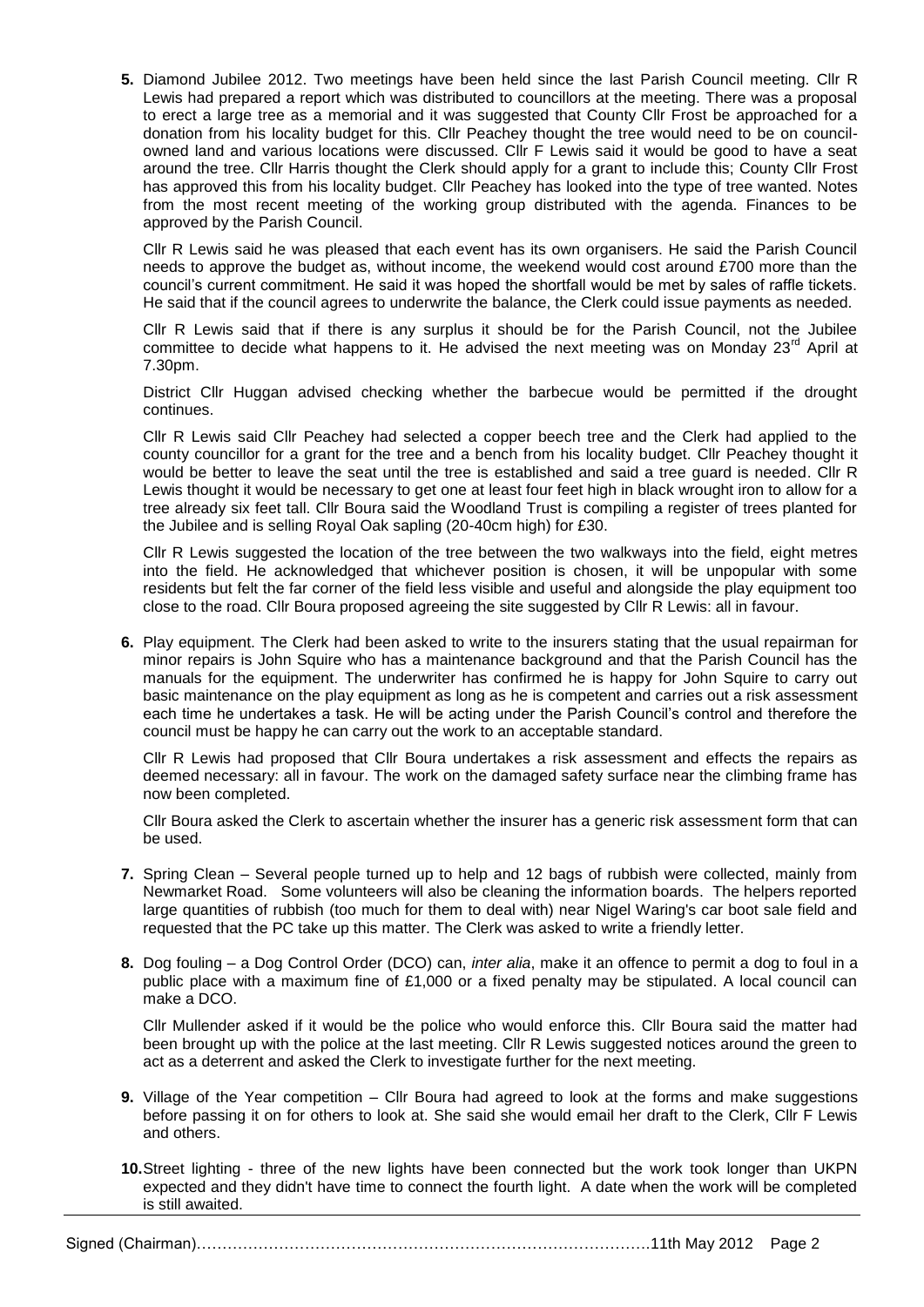**5.** Diamond Jubilee 2012. Two meetings have been held since the last Parish Council meeting. Cllr R Lewis had prepared a report which was distributed to councillors at the meeting. There was a proposal to erect a large tree as a memorial and it was suggested that County Cllr Frost be approached for a donation from his locality budget for this. Cllr Peachey thought the tree would need to be on council-owned land and various locations were discussed. Cllr F Lewis said it would be good to have a seat around the tree. Cllr Harris thought the Clerk should apply for a grant to include this; County Cllr Frost has approved this from his locality budget. Cllr Peachey has looked into the type of tree wanted. Notes from the most recent meeting of the working group distributed with the agenda. Finances to be approved by the Parish Council.

Cllr R Lewis said he was pleased that each event has its own organisers. He said the Parish Council needs to approve the budget as, without income, the weekend would cost around £700 more than the council's current commitment. He said it was hoped the shortfall would be met by sales of raffle tickets. He said that if the council agrees to underwrite the balance, the Clerk could issue payments as needed.

Cllr R Lewis said that if there is any surplus it should be for the Parish Council, not the Jubilee committee to decide what happens to it. He advised the next meeting was on Monday 23rd April at 7.30pm.

District Cllr Huggan advised checking whether the barbecue would be permitted if the drought continues.

Cllr R Lewis said Cllr Peachey had selected a copper beech tree and the Clerk had applied to the county councillor for a grant for the tree and a bench from his locality budget. Cllr Peachey thought it would be better to leave the seat until the tree is established and said a tree guard is needed. Cllr R Lewis thought it would be necessary to get one at least four feet high in black wrought iron to allow for a tree already six feet tall. Cllr Boura said the Woodland Trust is compiling a register of trees planted for the Jubilee and is selling Royal Oak sapling (20-40cm high) for £30.

Cllr R Lewis suggested the location of the tree between the two walkways into the field, eight metres into the field. He acknowledged that whichever position is chosen, it will be unpopular with some residents but felt the far corner of the field less visible and useful and alongside the play equipment too close to the road. Cllr Boura proposed agreeing the site suggested by Cllr R Lewis: all in favour.

**6.** Play equipment. The Clerk had been asked to write to the insurers stating that the usual repairman for minor repairs is John Squire who has a maintenance background and that the Parish Council has the manuals for the equipment. The underwriter has confirmed he is happy for John Squire to carry out basic maintenance on the play equipment as long as he is competent and carries out a risk assessment each time he undertakes a task. He will be acting under the Parish Council's control and therefore the council must be happy he can carry out the work to an acceptable standard.

Cllr R Lewis had proposed that Cllr Boura undertakes a risk assessment and effects the repairs as deemed necessary: all in favour. The work on the damaged safety surface near the climbing frame has now been completed.

Cllr Boura asked the Clerk to ascertain whether the insurer has a generic risk assessment form that can be used.

**7.** Spring Clean – Several people turned up to help and 12 bags of rubbish were collected, mainly from Newmarket Road. Some volunteers will also be cleaning the information boards. The helpers reported large quantities of rubbish (too much for them to deal with) near Nigel Waring's car boot sale field and requested that the PC take up this matter. The Clerk was asked to write a friendly letter.

**8.** Dog fouling – a Dog Control Order (DCO) can, *inter alia*, make it an offence to permit a dog to foul in a public place with a maximum fine of £1,000 or a fixed penalty may be stipulated. A local council can make a DCO.

Cllr Mullender asked if it would be the police who would enforce this. Cllr Boura said the matter had been brought up with the police at the last meeting. Cllr R Lewis suggested notices around the green to act as a deterrent and asked the Clerk to investigate further for the next meeting.

**9.** Village of the Year competition – Cllr Boura had agreed to look at the forms and make suggestions before passing it on for others to look at. She said she would email her draft to the Clerk, Cllr F Lewis and others.

**10.** Street lighting - three of the new lights have been connected but the work took longer than UKPN expected and they didn't have time to connect the fourth light. A date when the work will be completed is still awaited.

Signed (Chairman)……………………………………………………………………………11th May 2012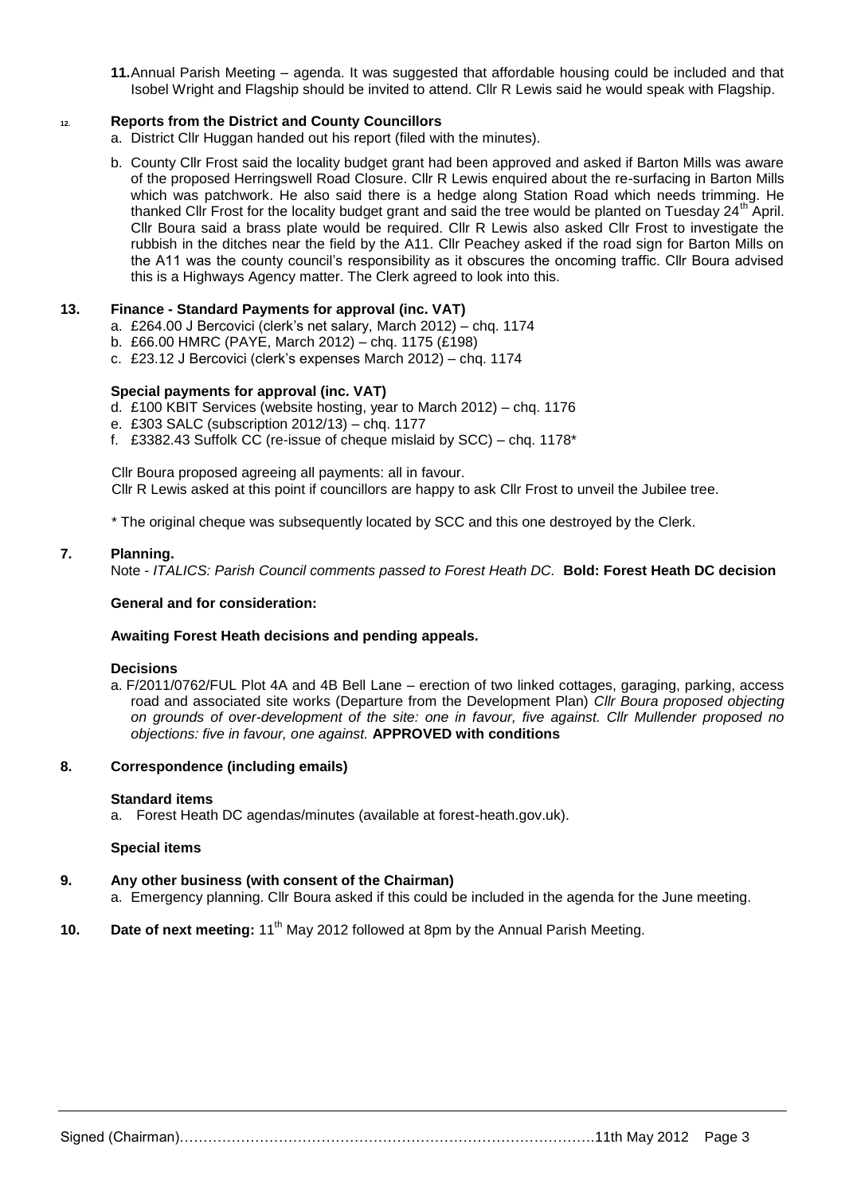**11.** Annual Parish Meeting – agenda. It was suggested that affordable housing could be included and that Isobel Wright and Flagship should be invited to attend. Cllr R Lewis said he would speak with Flagship.

### 12. Reports from the District and County Councillors

a. District Cllr Huggan handed out his report (filed with the minutes).

b. County Cllr Frost said the locality budget grant had been approved and asked if Barton Mills was aware of the proposed Herringswell Road Closure. Cllr R Lewis enquired about the re-surfacing in Barton Mills which was patchwork. He also said there is a hedge along Station Road which needs trimming. He thanked Cllr Frost for the locality budget grant and said the tree would be planted on Tuesday 24th April. Cllr Boura said a brass plate would be required. Cllr R Lewis also asked Cllr Frost to investigate the rubbish in the ditches near the field by the A11. Cllr Peachey asked if the road sign for Barton Mills on the A11 was the county council's responsibility as it obscures the oncoming traffic. Cllr Boura advised this is a Highways Agency matter. The Clerk agreed to look into this.

### 13. Finance - Standard Payments for approval (inc. VAT)

a. £264.00 J Bercovici (clerk's net salary, March 2012) – chq. 1174
b. £66.00 HMRC (PAYE, March 2012) – chq. 1175 (£198)
c. £23.12 J Bercovici (clerk's expenses March 2012) – chq. 1174

**Special payments for approval (inc. VAT)**

d. £100 KBIT Services (website hosting, year to March 2012) – chq. 1176
e. £303 SALC (subscription 2012/13) – chq. 1177
f. £3382.43 Suffolk CC (re-issue of cheque mislaid by SCC) – chq. 1178*

Cllr Boura proposed agreeing all payments: all in favour.
Cllr R Lewis asked at this point if councillors are happy to ask Cllr Frost to unveil the Jubilee tree.

\* The original cheque was subsequently located by SCC and this one destroyed by the Clerk.

### 7. Planning.

Note - *ITALICS: Parish Council comments passed to Forest Heath DC.* **Bold: Forest Heath DC decision**

**General and for consideration:**

**Awaiting Forest Heath decisions and pending appeals.**

**Decisions**

a. F/2011/0762/FUL Plot 4A and 4B Bell Lane – erection of two linked cottages, garaging, parking, access road and associated site works (Departure from the Development Plan) *Cllr Boura proposed objecting on grounds of over-development of the site: one in favour, five against. Cllr Mullender proposed no objections: five in favour, one against.* **APPROVED with conditions**

### 8. Correspondence (including emails)

**Standard items**

a. Forest Heath DC agendas/minutes (available at forest-heath.gov.uk).

**Special items**

### 9. Any other business (with consent of the Chairman)

a. Emergency planning. Cllr Boura asked if this could be included in the agenda for the June meeting.

### 10. Date of next meeting: 11th May 2012 followed at 8pm by the Annual Parish Meeting.

Signed (Chairman)………………………………………………………………………………11th May 2012